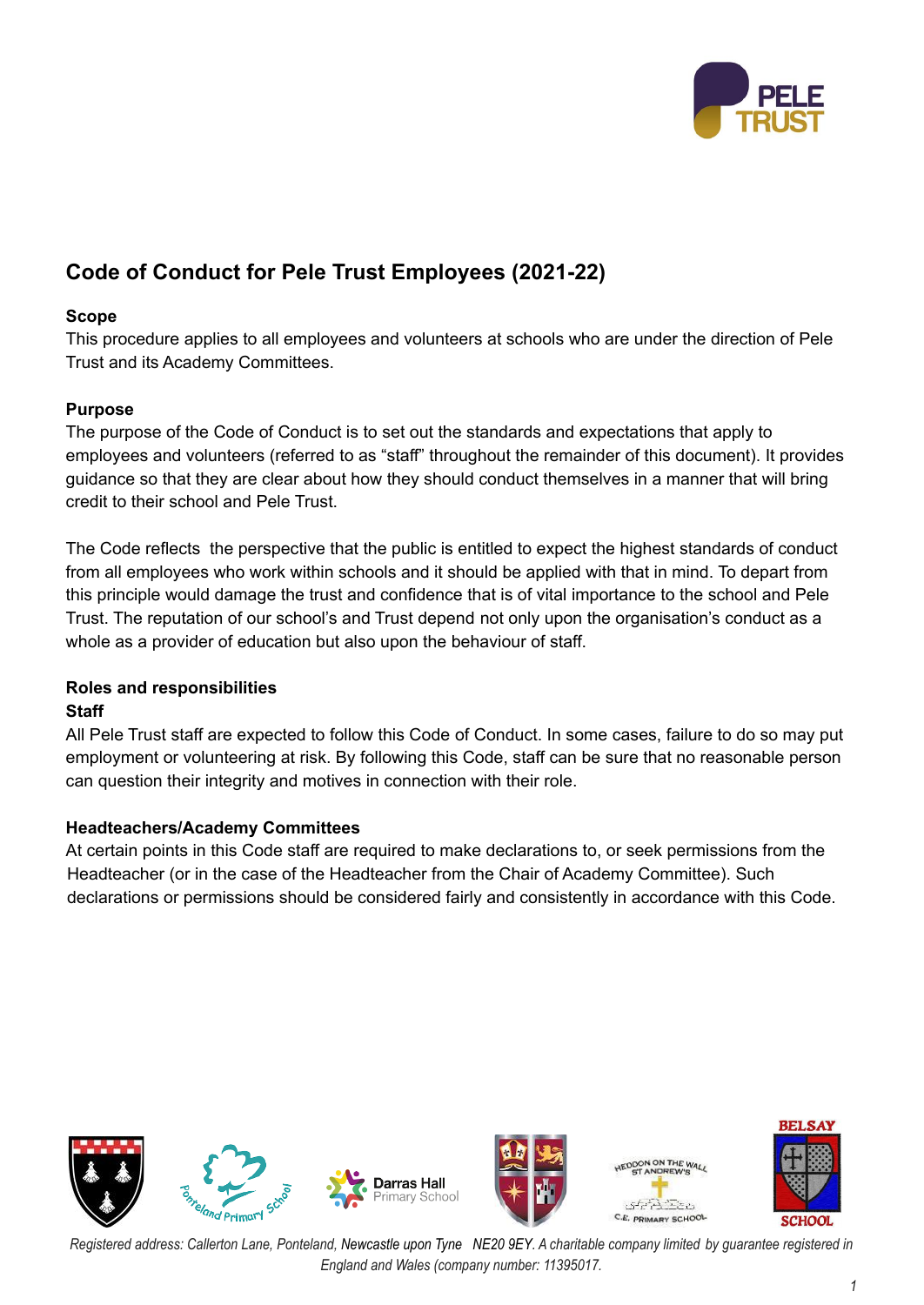# Code of Conduct for Pele Trust Employees (2021-22)

**Scope**

This procedure applies to all employees and volunteers at schools who are under the direction of Pele Trust and its Academy Committees.

**Purpose**

The purpose of the Code of Conduct is to set out the standards and expectations that apply to employees and volunteers (referred to as "staff" throughout the remainder of this document). It provides guidance so that they are clear about how they should conduct themselves in a manner that will bring credit to their school and Pele Trust.

The Code reflects the perspective that the public is entitled to expect the highest standards of conduct from all employees who work within schools and it should be applied with that in mind. To depart from this principle would damage the trust and confidence that is of vital importance to the school and Pele Trust. The reputation of our school's and Trust depend not only upon the organisation's conduct as a whole as a provider of education but also upon the behaviour of staff.

**Roles and responsibilities**

**Staff**

All Pele Trust staff are expected to follow this Code of Conduct. In some cases, failure to do so may put employment or volunteering at risk. By following this Code, staff can be sure that no reasonable person can question their integrity and motives in connection with their role.

**Headteachers/Academy Committees**

At certain points in this Code staff are required to make declarations to, or seek permissions from the Headteacher (or in the case of the Headteacher from the Chair of Academy Committee). Such declarations or permissions should be considered fairly and consistently in accordance with this Code.

*Registered address: Callerton Lane, Ponteland, Newcastle upon Tyne NE20 9EY. A charitable company limited by guarantee registered in England and Wales (company number: 11395017.*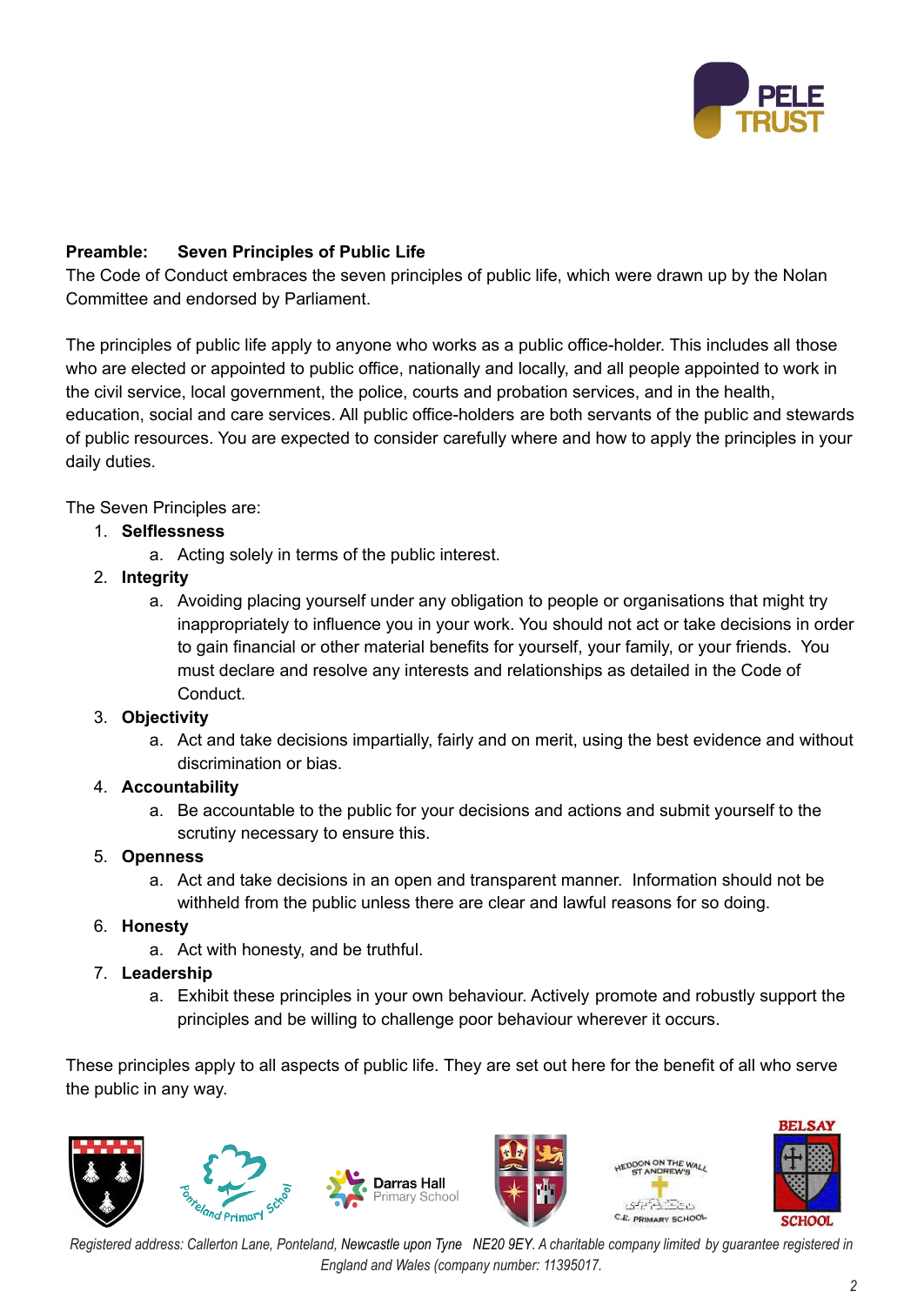**Preamble: Seven Principles of Public Life**

The Code of Conduct embraces the seven principles of public life, which were drawn up by the Nolan Committee and endorsed by Parliament.

The principles of public life apply to anyone who works as a public office-holder. This includes all those who are elected or appointed to public office, nationally and locally, and all people appointed to work in the civil service, local government, the police, courts and probation services, and in the health, education, social and care services. All public office-holders are both servants of the public and stewards of public resources. You are expected to consider carefully where and how to apply the principles in your daily duties.

The Seven Principles are:

1. **Selflessness**
    a. Acting solely in terms of the public interest.
2. **Integrity**
    a. Avoiding placing yourself under any obligation to people or organisations that might try inappropriately to influence you in your work. You should not act or take decisions in order to gain financial or other material benefits for yourself, your family, or your friends. You must declare and resolve any interests and relationships as detailed in the Code of Conduct.
3. **Objectivity**
    a. Act and take decisions impartially, fairly and on merit, using the best evidence and without discrimination or bias.
4. **Accountability**
    a. Be accountable to the public for your decisions and actions and submit yourself to the scrutiny necessary to ensure this.
5. **Openness**
    a. Act and take decisions in an open and transparent manner. Information should not be withheld from the public unless there are clear and lawful reasons for so doing.
6. **Honesty**
    a. Act with honesty, and be truthful.
7. **Leadership**
    a. Exhibit these principles in your own behaviour. Actively promote and robustly support the principles and be willing to challenge poor behaviour wherever it occurs.

These principles apply to all aspects of public life. They are set out here for the benefit of all who serve the public in any way.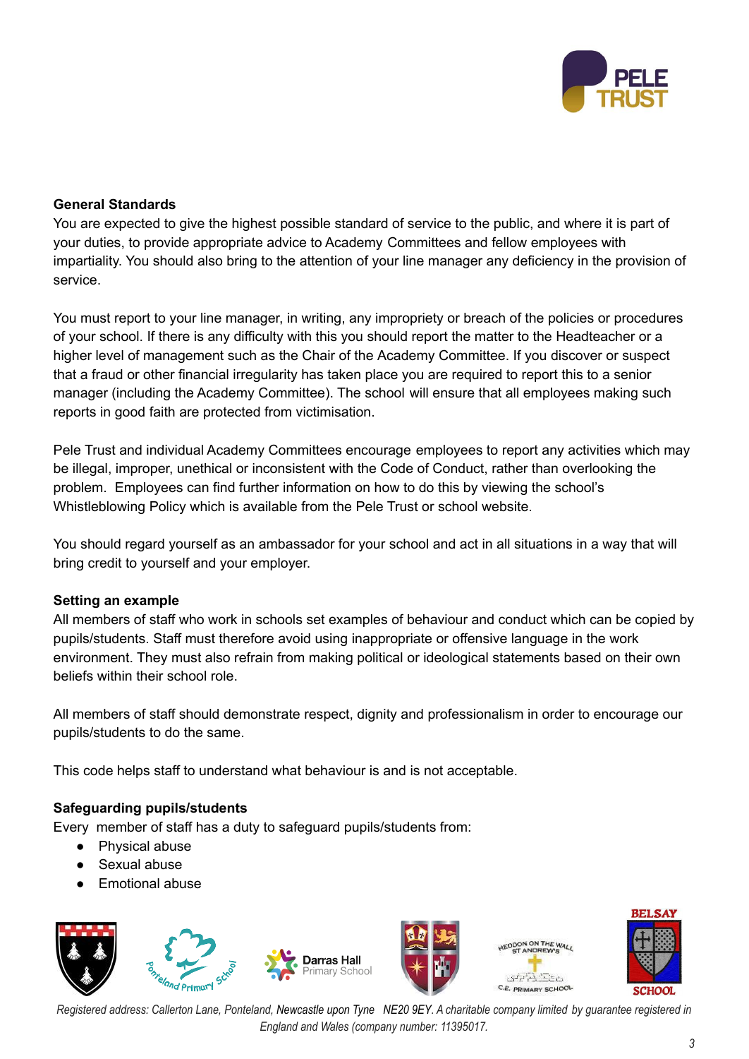**General Standards**

You are expected to give the highest possible standard of service to the public, and where it is part of your duties, to provide appropriate advice to Academy Committees and fellow employees with impartiality. You should also bring to the attention of your line manager any deficiency in the provision of service.

You must report to your line manager, in writing, any impropriety or breach of the policies or procedures of your school. If there is any difficulty with this you should report the matter to the Headteacher or a higher level of management such as the Chair of the Academy Committee. If you discover or suspect that a fraud or other financial irregularity has taken place you are required to report this to a senior manager (including the Academy Committee). The school will ensure that all employees making such reports in good faith are protected from victimisation.

Pele Trust and individual Academy Committees encourage employees to report any activities which may be illegal, improper, unethical or inconsistent with the Code of Conduct, rather than overlooking the problem. Employees can find further information on how to do this by viewing the school's Whistleblowing Policy which is available from the Pele Trust or school website.

You should regard yourself as an ambassador for your school and act in all situations in a way that will bring credit to yourself and your employer.

**Setting an example**

All members of staff who work in schools set examples of behaviour and conduct which can be copied by pupils/students. Staff must therefore avoid using inappropriate or offensive language in the work environment. They must also refrain from making political or ideological statements based on their own beliefs within their school role.

All members of staff should demonstrate respect, dignity and professionalism in order to encourage our pupils/students to do the same.

This code helps staff to understand what behaviour is and is not acceptable.

**Safeguarding pupils/students**

Every member of staff has a duty to safeguard pupils/students from:

- Physical abuse
- Sexual abuse
- Emotional abuse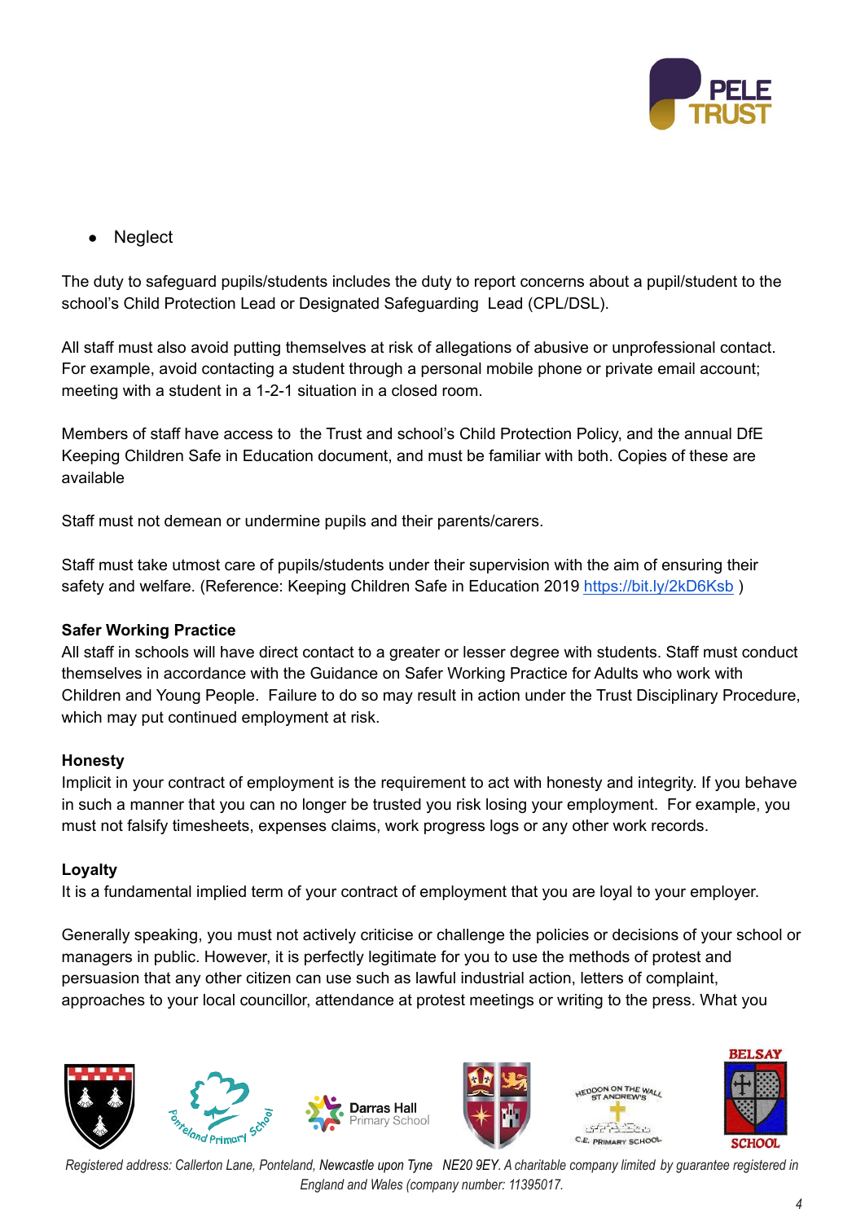- Neglect

The duty to safeguard pupils/students includes the duty to report concerns about a pupil/student to the school's Child Protection Lead or Designated Safeguarding Lead (CPL/DSL).

All staff must also avoid putting themselves at risk of allegations of abusive or unprofessional contact. For example, avoid contacting a student through a personal mobile phone or private email account; meeting with a student in a 1-2-1 situation in a closed room.

Members of staff have access to the Trust and school's Child Protection Policy, and the annual DfE Keeping Children Safe in Education document, and must be familiar with both. Copies of these are available

Staff must not demean or undermine pupils and their parents/carers.

Staff must take utmost care of pupils/students under their supervision with the aim of ensuring their safety and welfare. (Reference: Keeping Children Safe in Education 2019 [https://bit.ly/2kD6Ksb](https://bit.ly/2kD6Ksb) )

**Safer Working Practice**

All staff in schools will have direct contact to a greater or lesser degree with students. Staff must conduct themselves in accordance with the Guidance on Safer Working Practice for Adults who work with Children and Young People. Failure to do so may result in action under the Trust Disciplinary Procedure, which may put continued employment at risk.

**Honesty**

Implicit in your contract of employment is the requirement to act with honesty and integrity. If you behave in such a manner that you can no longer be trusted you risk losing your employment. For example, you must not falsify timesheets, expenses claims, work progress logs or any other work records.

**Loyalty**

It is a fundamental implied term of your contract of employment that you are loyal to your employer.

Generally speaking, you must not actively criticise or challenge the policies or decisions of your school or managers in public. However, it is perfectly legitimate for you to use the methods of protest and persuasion that any other citizen can use such as lawful industrial action, letters of complaint, approaches to your local councillor, attendance at protest meetings or writing to the press. What you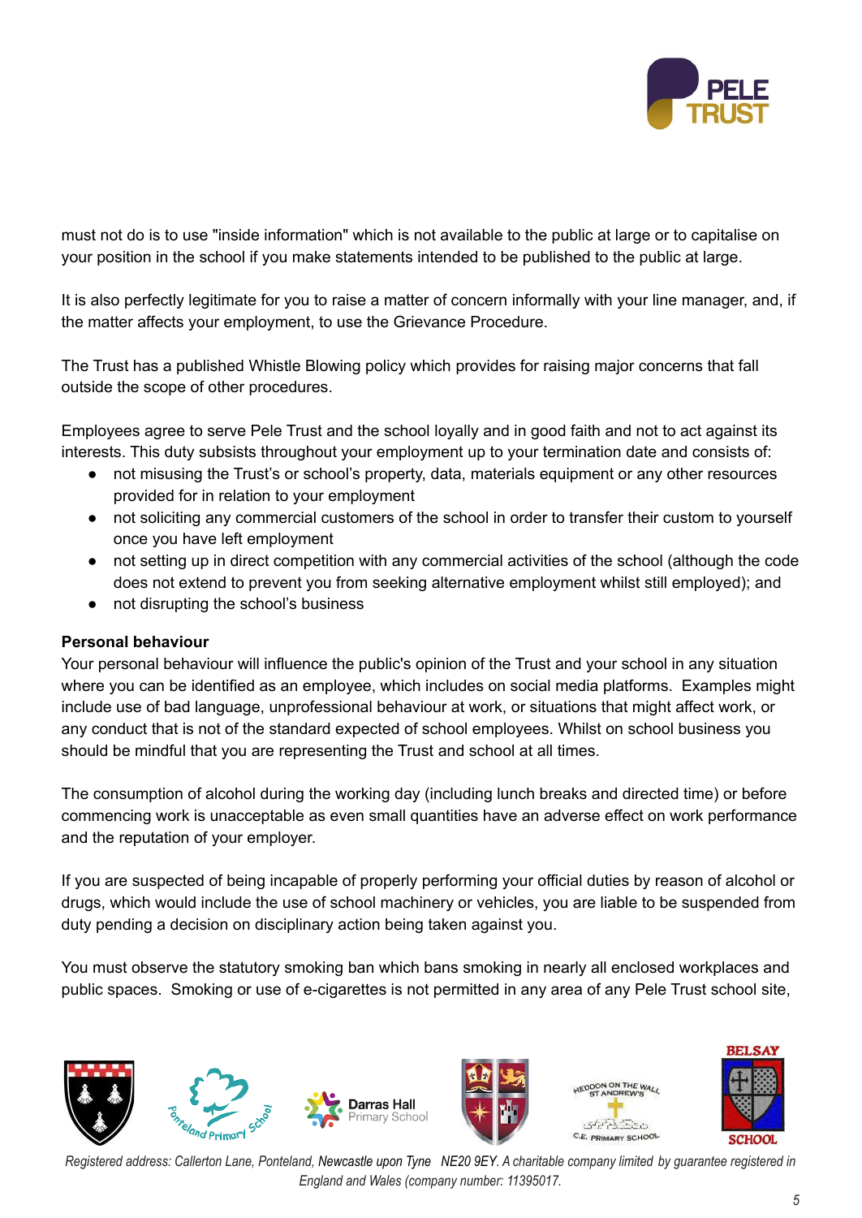must not do is to use "inside information" which is not available to the public at large or to capitalise on your position in the school if you make statements intended to be published to the public at large.

It is also perfectly legitimate for you to raise a matter of concern informally with your line manager, and, if the matter affects your employment, to use the Grievance Procedure.

The Trust has a published Whistle Blowing policy which provides for raising major concerns that fall outside the scope of other procedures.

Employees agree to serve Pele Trust and the school loyally and in good faith and not to act against its interests. This duty subsists throughout your employment up to your termination date and consists of:

- not misusing the Trust's or school's property, data, materials equipment or any other resources provided for in relation to your employment
- not soliciting any commercial customers of the school in order to transfer their custom to yourself once you have left employment
- not setting up in direct competition with any commercial activities of the school (although the code does not extend to prevent you from seeking alternative employment whilst still employed); and
- not disrupting the school's business

**Personal behaviour**

Your personal behaviour will influence the public's opinion of the Trust and your school in any situation where you can be identified as an employee, which includes on social media platforms. Examples might include use of bad language, unprofessional behaviour at work, or situations that might affect work, or any conduct that is not of the standard expected of school employees. Whilst on school business you should be mindful that you are representing the Trust and school at all times.

The consumption of alcohol during the working day (including lunch breaks and directed time) or before commencing work is unacceptable as even small quantities have an adverse effect on work performance and the reputation of your employer.

If you are suspected of being incapable of properly performing your official duties by reason of alcohol or drugs, which would include the use of school machinery or vehicles, you are liable to be suspended from duty pending a decision on disciplinary action being taken against you.

You must observe the statutory smoking ban which bans smoking in nearly all enclosed workplaces and public spaces. Smoking or use of e-cigarettes is not permitted in any area of any Pele Trust school site,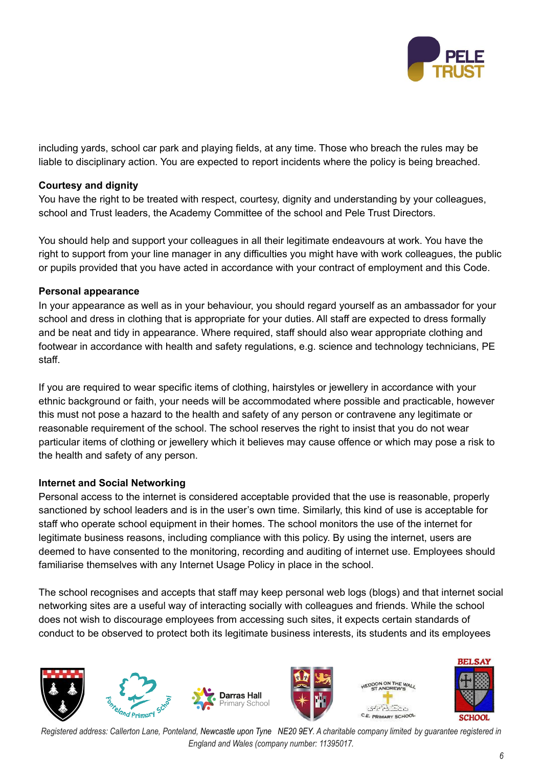including yards, school car park and playing fields, at any time. Those who breach the rules may be liable to disciplinary action. You are expected to report incidents where the policy is being breached.

**Courtesy and dignity**

You have the right to be treated with respect, courtesy, dignity and understanding by your colleagues, school and Trust leaders, the Academy Committee of the school and Pele Trust Directors.

You should help and support your colleagues in all their legitimate endeavours at work. You have the right to support from your line manager in any difficulties you might have with work colleagues, the public or pupils provided that you have acted in accordance with your contract of employment and this Code.

**Personal appearance**

In your appearance as well as in your behaviour, you should regard yourself as an ambassador for your school and dress in clothing that is appropriate for your duties. All staff are expected to dress formally and be neat and tidy in appearance. Where required, staff should also wear appropriate clothing and footwear in accordance with health and safety regulations, e.g. science and technology technicians, PE staff.

If you are required to wear specific items of clothing, hairstyles or jewellery in accordance with your ethnic background or faith, your needs will be accommodated where possible and practicable, however this must not pose a hazard to the health and safety of any person or contravene any legitimate or reasonable requirement of the school. The school reserves the right to insist that you do not wear particular items of clothing or jewellery which it believes may cause offence or which may pose a risk to the health and safety of any person.

**Internet and Social Networking**

Personal access to the internet is considered acceptable provided that the use is reasonable, properly sanctioned by school leaders and is in the user's own time. Similarly, this kind of use is acceptable for staff who operate school equipment in their homes. The school monitors the use of the internet for legitimate business reasons, including compliance with this policy. By using the internet, users are deemed to have consented to the monitoring, recording and auditing of internet use. Employees should familiarise themselves with any Internet Usage Policy in place in the school.

The school recognises and accepts that staff may keep personal web logs (blogs) and that internet social networking sites are a useful way of interacting socially with colleagues and friends. While the school does not wish to discourage employees from accessing such sites, it expects certain standards of conduct to be observed to protect both its legitimate business interests, its students and its employees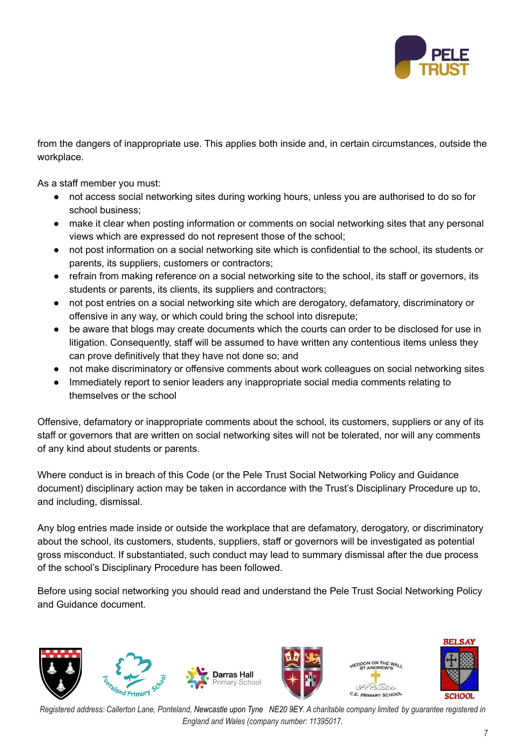from the dangers of inappropriate use. This applies both inside and, in certain circumstances, outside the workplace.

As a staff member you must:

- not access social networking sites during working hours, unless you are authorised to do so for school business;
- make it clear when posting information or comments on social networking sites that any personal views which are expressed do not represent those of the school;
- not post information on a social networking site which is confidential to the school, its students or parents, its suppliers, customers or contractors;
- refrain from making reference on a social networking site to the school, its staff or governors, its students or parents, its clients, its suppliers and contractors;
- not post entries on a social networking site which are derogatory, defamatory, discriminatory or offensive in any way, or which could bring the school into disrepute;
- be aware that blogs may create documents which the courts can order to be disclosed for use in litigation. Consequently, staff will be assumed to have written any contentious items unless they can prove definitively that they have not done so; and
- not make discriminatory or offensive comments about work colleagues on social networking sites
- Immediately report to senior leaders any inappropriate social media comments relating to themselves or the school

Offensive, defamatory or inappropriate comments about the school, its customers, suppliers or any of its staff or governors that are written on social networking sites will not be tolerated, nor will any comments of any kind about students or parents.

Where conduct is in breach of this Code (or the Pele Trust Social Networking Policy and Guidance document) disciplinary action may be taken in accordance with the Trust's Disciplinary Procedure up to, and including, dismissal.

Any blog entries made inside or outside the workplace that are defamatory, derogatory, or discriminatory about the school, its customers, students, suppliers, staff or governors will be investigated as potential gross misconduct. If substantiated, such conduct may lead to summary dismissal after the due process of the school's Disciplinary Procedure has been followed.

Before using social networking you should read and understand the Pele Trust Social Networking Policy and Guidance document.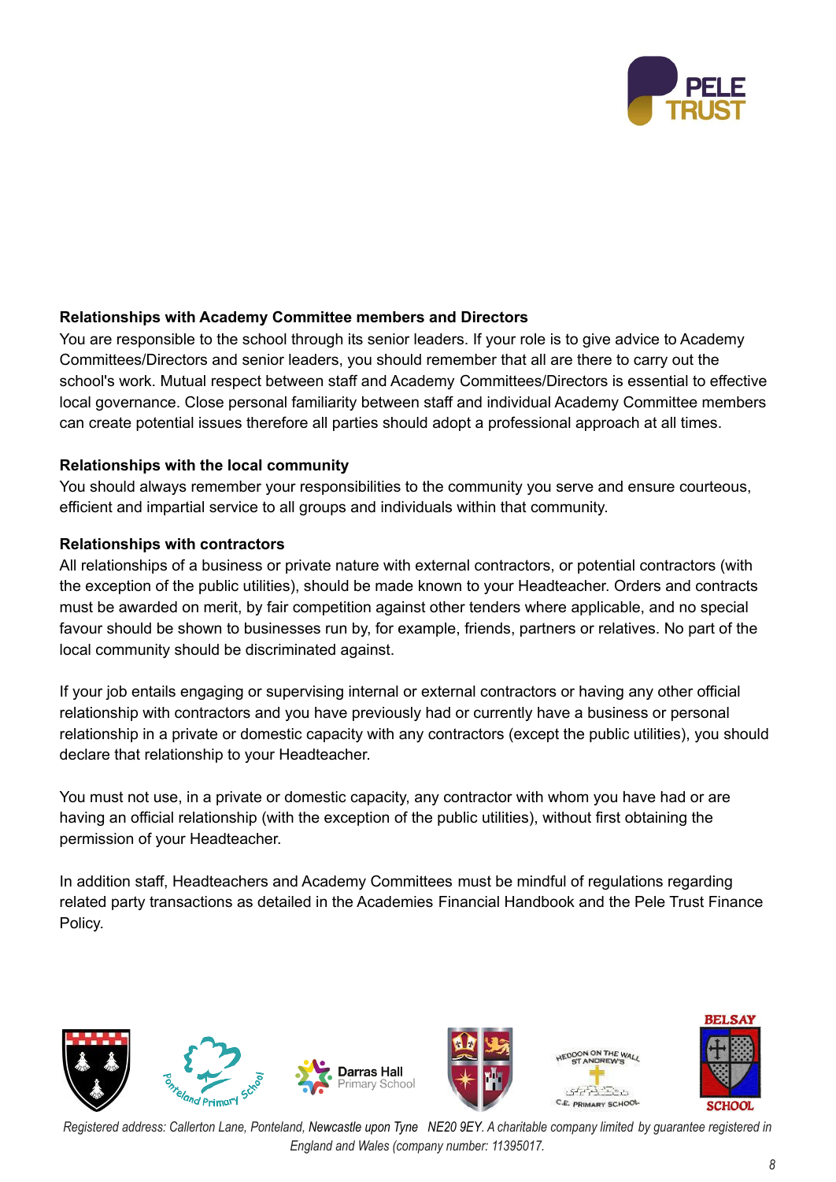**Relationships with Academy Committee members and Directors**

You are responsible to the school through its senior leaders. If your role is to give advice to Academy Committees/Directors and senior leaders, you should remember that all are there to carry out the school's work. Mutual respect between staff and Academy Committees/Directors is essential to effective local governance. Close personal familiarity between staff and individual Academy Committee members can create potential issues therefore all parties should adopt a professional approach at all times.

**Relationships with the local community**

You should always remember your responsibilities to the community you serve and ensure courteous, efficient and impartial service to all groups and individuals within that community.

**Relationships with contractors**

All relationships of a business or private nature with external contractors, or potential contractors (with the exception of the public utilities), should be made known to your Headteacher. Orders and contracts must be awarded on merit, by fair competition against other tenders where applicable, and no special favour should be shown to businesses run by, for example, friends, partners or relatives. No part of the local community should be discriminated against.

If your job entails engaging or supervising internal or external contractors or having any other official relationship with contractors and you have previously had or currently have a business or personal relationship in a private or domestic capacity with any contractors (except the public utilities), you should declare that relationship to your Headteacher.

You must not use, in a private or domestic capacity, any contractor with whom you have had or are having an official relationship (with the exception of the public utilities), without first obtaining the permission of your Headteacher.

In addition staff, Headteachers and Academy Committees must be mindful of regulations regarding related party transactions as detailed in the Academies Financial Handbook and the Pele Trust Finance Policy.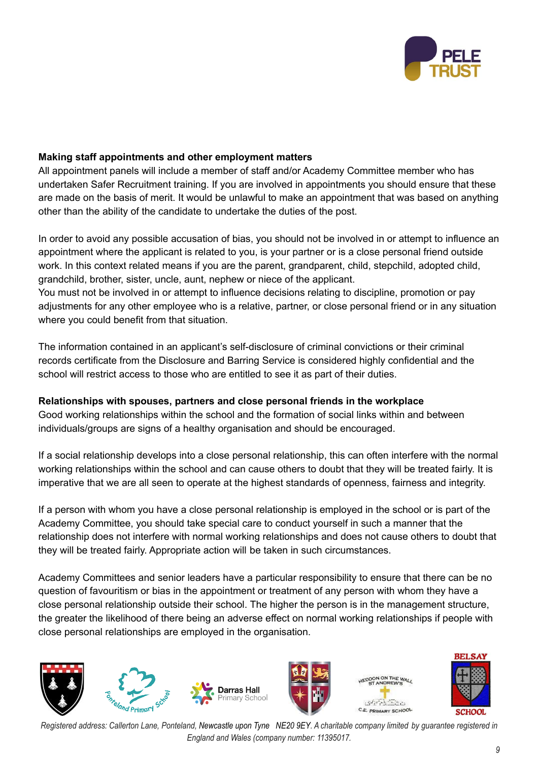**Making staff appointments and other employment matters**

All appointment panels will include a member of staff and/or Academy Committee member who has undertaken Safer Recruitment training. If you are involved in appointments you should ensure that these are made on the basis of merit. It would be unlawful to make an appointment that was based on anything other than the ability of the candidate to undertake the duties of the post.

In order to avoid any possible accusation of bias, you should not be involved in or attempt to influence an appointment where the applicant is related to you, is your partner or is a close personal friend outside work. In this context related means if you are the parent, grandparent, child, stepchild, adopted child, grandchild, brother, sister, uncle, aunt, nephew or niece of the applicant.

You must not be involved in or attempt to influence decisions relating to discipline, promotion or pay adjustments for any other employee who is a relative, partner, or close personal friend or in any situation where you could benefit from that situation.

The information contained in an applicant's self-disclosure of criminal convictions or their criminal records certificate from the Disclosure and Barring Service is considered highly confidential and the school will restrict access to those who are entitled to see it as part of their duties.

**Relationships with spouses, partners and close personal friends in the workplace**

Good working relationships within the school and the formation of social links within and between individuals/groups are signs of a healthy organisation and should be encouraged.

If a social relationship develops into a close personal relationship, this can often interfere with the normal working relationships within the school and can cause others to doubt that they will be treated fairly. It is imperative that we are all seen to operate at the highest standards of openness, fairness and integrity.

If a person with whom you have a close personal relationship is employed in the school or is part of the Academy Committee, you should take special care to conduct yourself in such a manner that the relationship does not interfere with normal working relationships and does not cause others to doubt that they will be treated fairly. Appropriate action will be taken in such circumstances.

Academy Committees and senior leaders have a particular responsibility to ensure that there can be no question of favouritism or bias in the appointment or treatment of any person with whom they have a close personal relationship outside their school. The higher the person is in the management structure, the greater the likelihood of there being an adverse effect on normal working relationships if people with close personal relationships are employed in the organisation.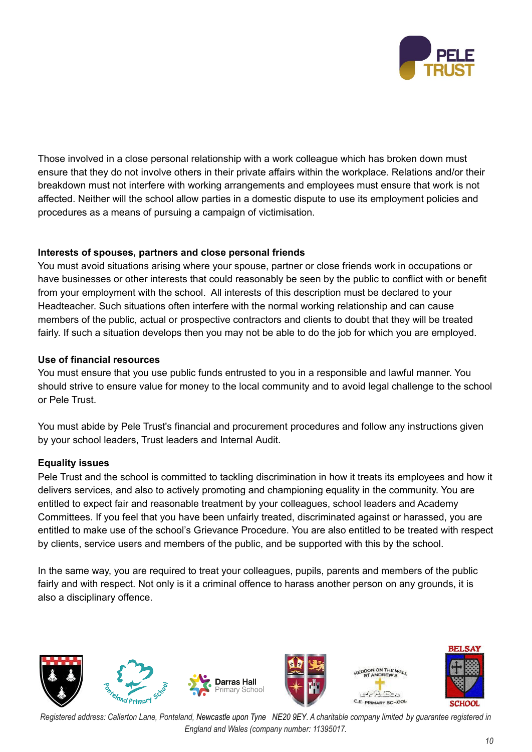Those involved in a close personal relationship with a work colleague which has broken down must ensure that they do not involve others in their private affairs within the workplace. Relations and/or their breakdown must not interfere with working arrangements and employees must ensure that work is not affected. Neither will the school allow parties in a domestic dispute to use its employment policies and procedures as a means of pursuing a campaign of victimisation.

**Interests of spouses, partners and close personal friends**

You must avoid situations arising where your spouse, partner or close friends work in occupations or have businesses or other interests that could reasonably be seen by the public to conflict with or benefit from your employment with the school. All interests of this description must be declared to your Headteacher. Such situations often interfere with the normal working relationship and can cause members of the public, actual or prospective contractors and clients to doubt that they will be treated fairly. If such a situation develops then you may not be able to do the job for which you are employed.

**Use of financial resources**

You must ensure that you use public funds entrusted to you in a responsible and lawful manner. You should strive to ensure value for money to the local community and to avoid legal challenge to the school or Pele Trust.

You must abide by Pele Trust's financial and procurement procedures and follow any instructions given by your school leaders, Trust leaders and Internal Audit.

**Equality issues**

Pele Trust and the school is committed to tackling discrimination in how it treats its employees and how it delivers services, and also to actively promoting and championing equality in the community. You are entitled to expect fair and reasonable treatment by your colleagues, school leaders and Academy Committees. If you feel that you have been unfairly treated, discriminated against or harassed, you are entitled to make use of the school's Grievance Procedure. You are also entitled to be treated with respect by clients, service users and members of the public, and be supported with this by the school.

In the same way, you are required to treat your colleagues, pupils, parents and members of the public fairly and with respect. Not only is it a criminal offence to harass another person on any grounds, it is also a disciplinary offence.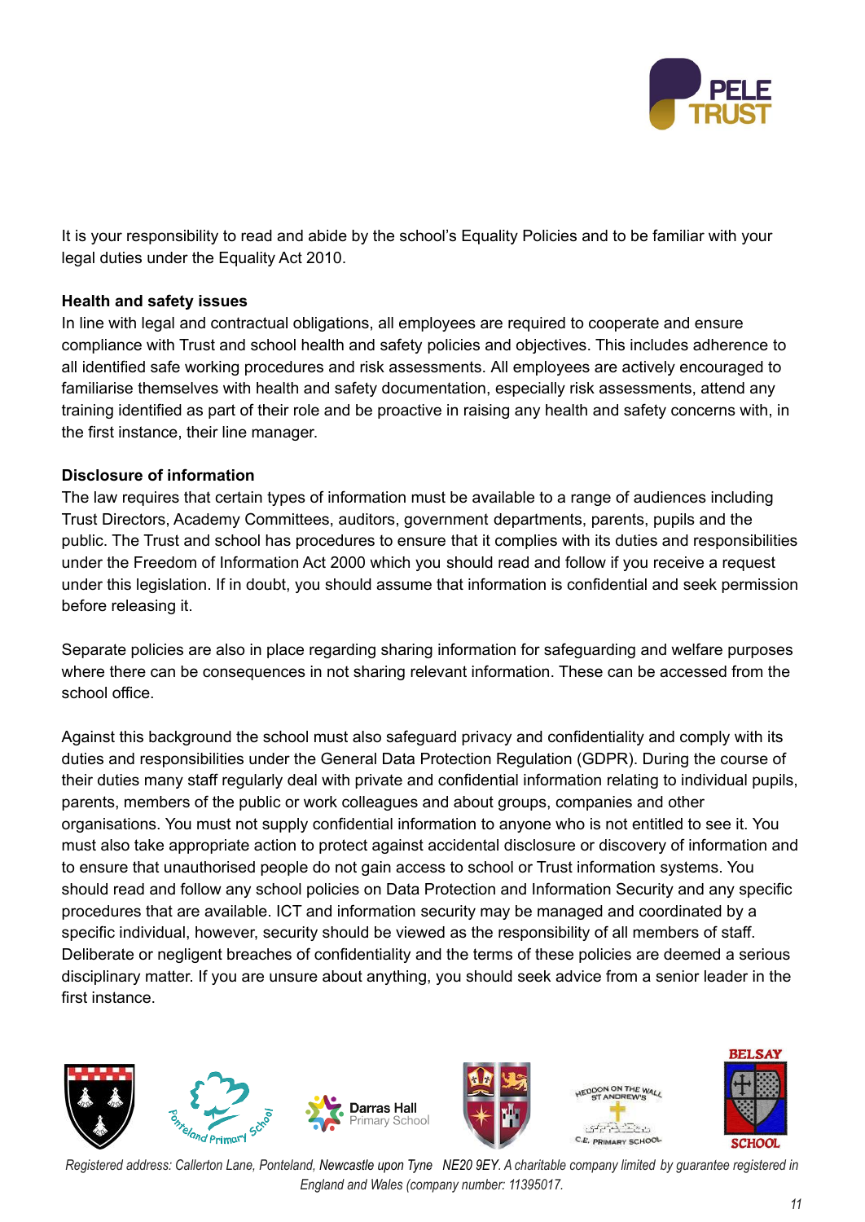It is your responsibility to read and abide by the school's Equality Policies and to be familiar with your legal duties under the Equality Act 2010.

**Health and safety issues**

In line with legal and contractual obligations, all employees are required to cooperate and ensure compliance with Trust and school health and safety policies and objectives. This includes adherence to all identified safe working procedures and risk assessments. All employees are actively encouraged to familiarise themselves with health and safety documentation, especially risk assessments, attend any training identified as part of their role and be proactive in raising any health and safety concerns with, in the first instance, their line manager.

**Disclosure of information**

The law requires that certain types of information must be available to a range of audiences including Trust Directors, Academy Committees, auditors, government departments, parents, pupils and the public. The Trust and school has procedures to ensure that it complies with its duties and responsibilities under the Freedom of Information Act 2000 which you should read and follow if you receive a request under this legislation. If in doubt, you should assume that information is confidential and seek permission before releasing it.

Separate policies are also in place regarding sharing information for safeguarding and welfare purposes where there can be consequences in not sharing relevant information. These can be accessed from the school office.

Against this background the school must also safeguard privacy and confidentiality and comply with its duties and responsibilities under the General Data Protection Regulation (GDPR). During the course of their duties many staff regularly deal with private and confidential information relating to individual pupils, parents, members of the public or work colleagues and about groups, companies and other organisations. You must not supply confidential information to anyone who is not entitled to see it. You must also take appropriate action to protect against accidental disclosure or discovery of information and to ensure that unauthorised people do not gain access to school or Trust information systems. You should read and follow any school policies on Data Protection and Information Security and any specific procedures that are available. ICT and information security may be managed and coordinated by a specific individual, however, security should be viewed as the responsibility of all members of staff. Deliberate or negligent breaches of confidentiality and the terms of these policies are deemed a serious disciplinary matter. If you are unsure about anything, you should seek advice from a senior leader in the first instance.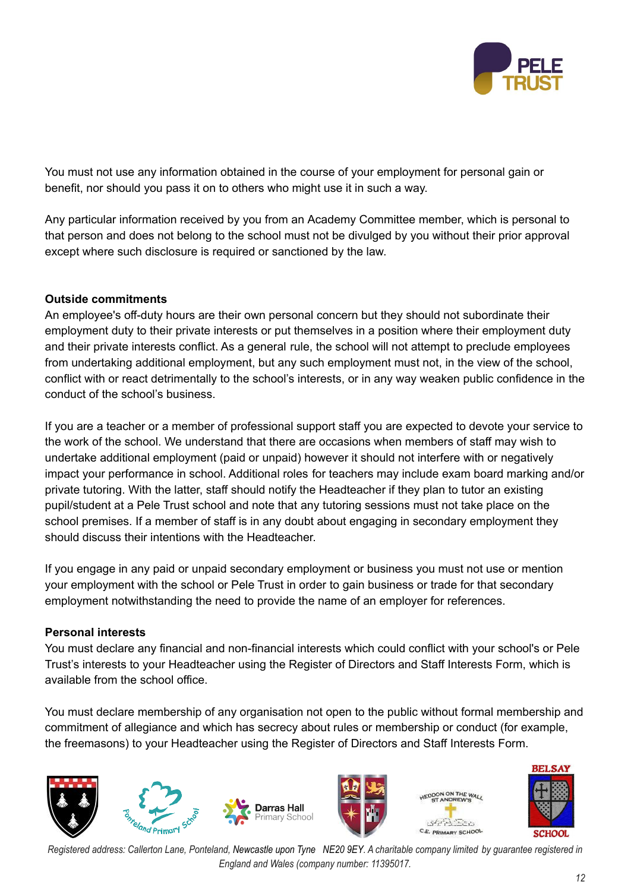You must not use any information obtained in the course of your employment for personal gain or benefit, nor should you pass it on to others who might use it in such a way.

Any particular information received by you from an Academy Committee member, which is personal to that person and does not belong to the school must not be divulged by you without their prior approval except where such disclosure is required or sanctioned by the law.

**Outside commitments**

An employee's off-duty hours are their own personal concern but they should not subordinate their employment duty to their private interests or put themselves in a position where their employment duty and their private interests conflict. As a general rule, the school will not attempt to preclude employees from undertaking additional employment, but any such employment must not, in the view of the school, conflict with or react detrimentally to the school's interests, or in any way weaken public confidence in the conduct of the school's business.

If you are a teacher or a member of professional support staff you are expected to devote your service to the work of the school. We understand that there are occasions when members of staff may wish to undertake additional employment (paid or unpaid) however it should not interfere with or negatively impact your performance in school. Additional roles for teachers may include exam board marking and/or private tutoring. With the latter, staff should notify the Headteacher if they plan to tutor an existing pupil/student at a Pele Trust school and note that any tutoring sessions must not take place on the school premises. If a member of staff is in any doubt about engaging in secondary employment they should discuss their intentions with the Headteacher.

If you engage in any paid or unpaid secondary employment or business you must not use or mention your employment with the school or Pele Trust in order to gain business or trade for that secondary employment notwithstanding the need to provide the name of an employer for references.

**Personal interests**

You must declare any financial and non-financial interests which could conflict with your school's or Pele Trust's interests to your Headteacher using the Register of Directors and Staff Interests Form, which is available from the school office.

You must declare membership of any organisation not open to the public without formal membership and commitment of allegiance and which has secrecy about rules or membership or conduct (for example, the freemasons) to your Headteacher using the Register of Directors and Staff Interests Form.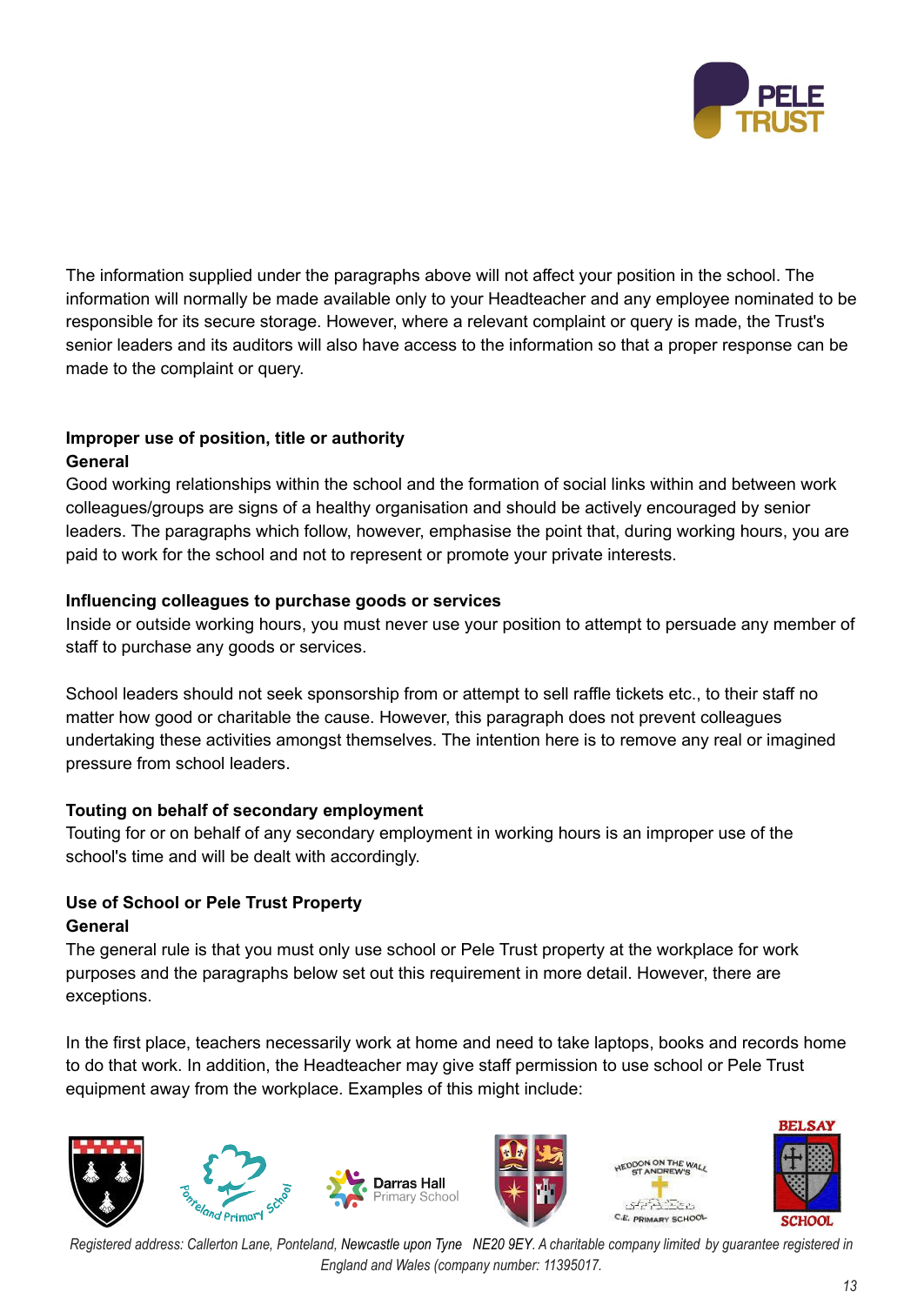The information supplied under the paragraphs above will not affect your position in the school. The information will normally be made available only to your Headteacher and any employee nominated to be responsible for its secure storage. However, where a relevant complaint or query is made, the Trust's senior leaders and its auditors will also have access to the information so that a proper response can be made to the complaint or query.

**Improper use of position, title or authority**

**General**

Good working relationships within the school and the formation of social links within and between work colleagues/groups are signs of a healthy organisation and should be actively encouraged by senior leaders. The paragraphs which follow, however, emphasise the point that, during working hours, you are paid to work for the school and not to represent or promote your private interests.

**Influencing colleagues to purchase goods or services**

Inside or outside working hours, you must never use your position to attempt to persuade any member of staff to purchase any goods or services.

School leaders should not seek sponsorship from or attempt to sell raffle tickets etc., to their staff no matter how good or charitable the cause. However, this paragraph does not prevent colleagues undertaking these activities amongst themselves. The intention here is to remove any real or imagined pressure from school leaders.

**Touting on behalf of secondary employment**

Touting for or on behalf of any secondary employment in working hours is an improper use of the school's time and will be dealt with accordingly.

**Use of School or Pele Trust Property**

**General**

The general rule is that you must only use school or Pele Trust property at the workplace for work purposes and the paragraphs below set out this requirement in more detail. However, there are exceptions.

In the first place, teachers necessarily work at home and need to take laptops, books and records home to do that work. In addition, the Headteacher may give staff permission to use school or Pele Trust equipment away from the workplace. Examples of this might include: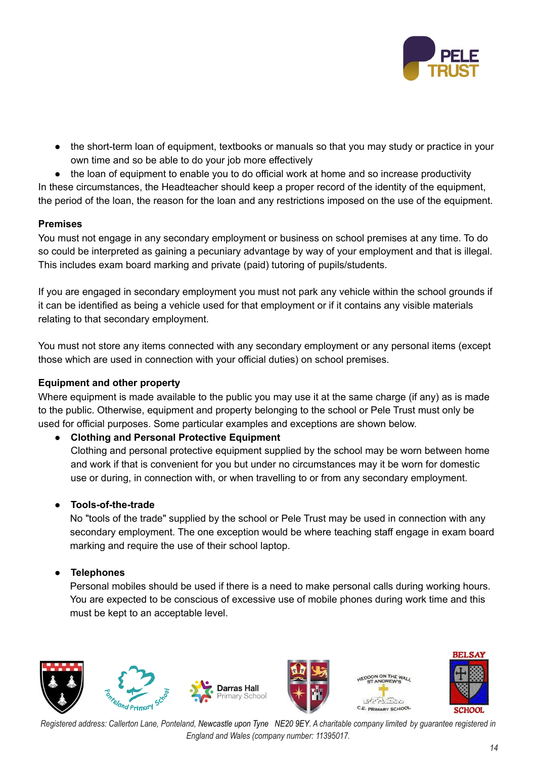- the short-term loan of equipment, textbooks or manuals so that you may study or practice in your own time and so be able to do your job more effectively
- the loan of equipment to enable you to do official work at home and so increase productivity

In these circumstances, the Headteacher should keep a proper record of the identity of the equipment, the period of the loan, the reason for the loan and any restrictions imposed on the use of the equipment.

**Premises**

You must not engage in any secondary employment or business on school premises at any time. To do so could be interpreted as gaining a pecuniary advantage by way of your employment and that is illegal. This includes exam board marking and private (paid) tutoring of pupils/students.

If you are engaged in secondary employment you must not park any vehicle within the school grounds if it can be identified as being a vehicle used for that employment or if it contains any visible materials relating to that secondary employment.

You must not store any items connected with any secondary employment or any personal items (except those which are used in connection with your official duties) on school premises.

**Equipment and other property**

Where equipment is made available to the public you may use it at the same charge (if any) as is made to the public. Otherwise, equipment and property belonging to the school or Pele Trust must only be used for official purposes. Some particular examples and exceptions are shown below.

- **Clothing and Personal Protective Equipment**
  Clothing and personal protective equipment supplied by the school may be worn between home and work if that is convenient for you but under no circumstances may it be worn for domestic use or during, in connection with, or when travelling to or from any secondary employment.

- **Tools-of-the-trade**
  No "tools of the trade" supplied by the school or Pele Trust may be used in connection with any secondary employment. The one exception would be where teaching staff engage in exam board marking and require the use of their school laptop.

- **Telephones**
  Personal mobiles should be used if there is a need to make personal calls during working hours. You are expected to be conscious of excessive use of mobile phones during work time and this must be kept to an acceptable level.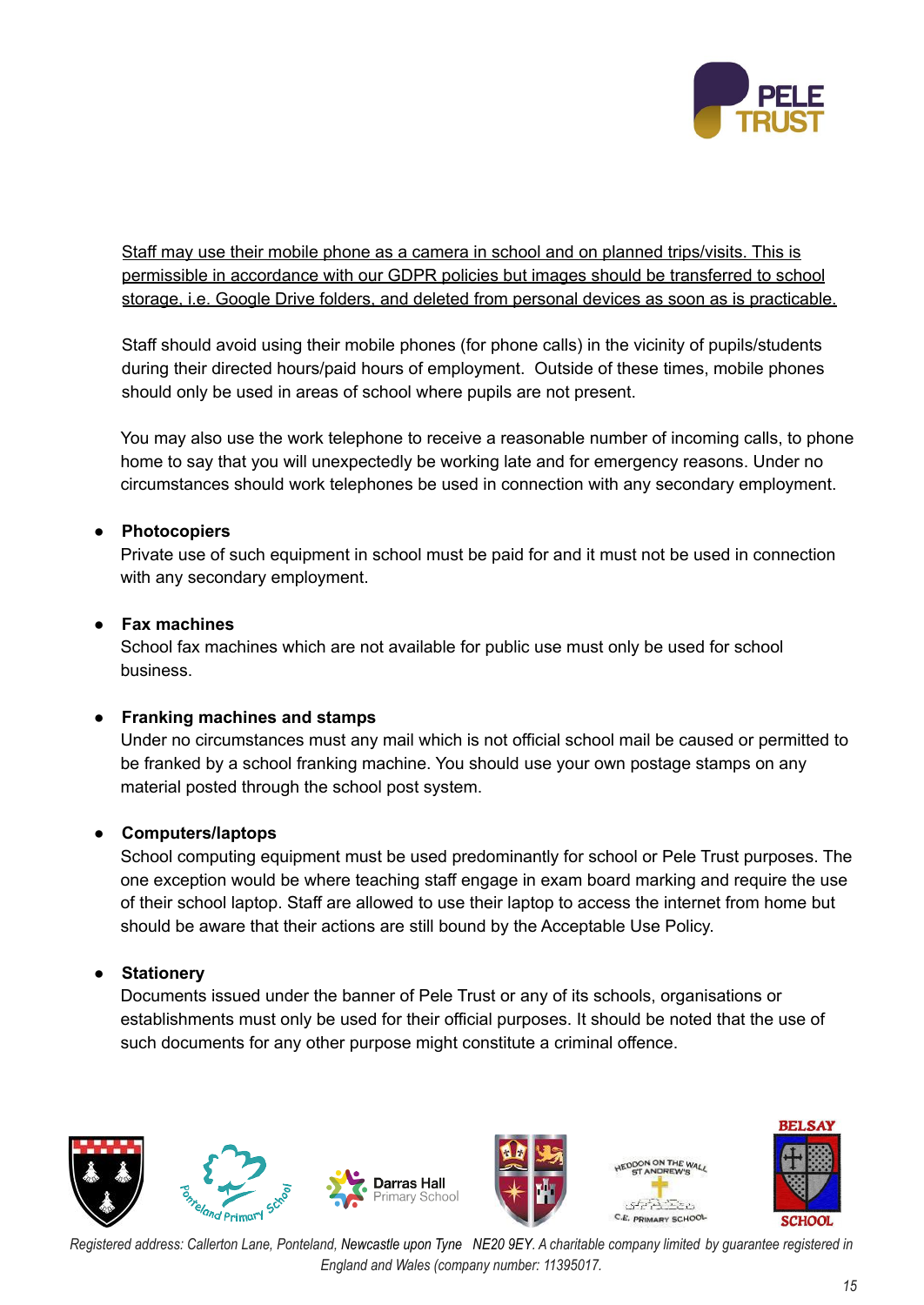<u>Staff may use their mobile phone as a camera in school and on planned trips/visits. This is permissible in accordance with our GDPR policies but images should be transferred to school storage, i.e. Google Drive folders, and deleted from personal devices as soon as is practicable.</u>

Staff should avoid using their mobile phones (for phone calls) in the vicinity of pupils/students during their directed hours/paid hours of employment. Outside of these times, mobile phones should only be used in areas of school where pupils are not present.

You may also use the work telephone to receive a reasonable number of incoming calls, to phone home to say that you will unexpectedly be working late and for emergency reasons. Under no circumstances should work telephones be used in connection with any secondary employment.

- **Photocopiers**
  Private use of such equipment in school must be paid for and it must not be used in connection with any secondary employment.

- **Fax machines**
  School fax machines which are not available for public use must only be used for school business.

- **Franking machines and stamps**
  Under no circumstances must any mail which is not official school mail be caused or permitted to be franked by a school franking machine. You should use your own postage stamps on any material posted through the school post system.

- **Computers/laptops**
  School computing equipment must be used predominantly for school or Pele Trust purposes. The one exception would be where teaching staff engage in exam board marking and require the use of their school laptop. Staff are allowed to use their laptop to access the internet from home but should be aware that their actions are still bound by the Acceptable Use Policy.

- **Stationery**
  Documents issued under the banner of Pele Trust or any of its schools, organisations or establishments must only be used for their official purposes. It should be noted that the use of such documents for any other purpose might constitute a criminal offence.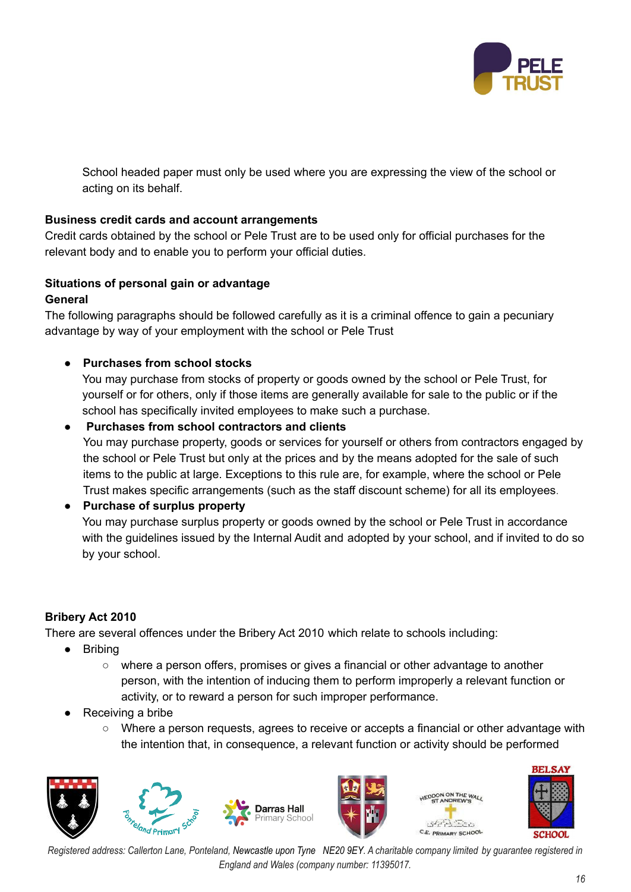School headed paper must only be used where you are expressing the view of the school or acting on its behalf.

**Business credit cards and account arrangements**

Credit cards obtained by the school or Pele Trust are to be used only for official purchases for the relevant body and to enable you to perform your official duties.

**Situations of personal gain or advantage**

**General**

The following paragraphs should be followed carefully as it is a criminal offence to gain a pecuniary advantage by way of your employment with the school or Pele Trust

- **Purchases from school stocks**
  You may purchase from stocks of property or goods owned by the school or Pele Trust, for yourself or for others, only if those items are generally available for sale to the public or if the school has specifically invited employees to make such a purchase.
- **Purchases from school contractors and clients**
  You may purchase property, goods or services for yourself or others from contractors engaged by the school or Pele Trust but only at the prices and by the means adopted for the sale of such items to the public at large. Exceptions to this rule are, for example, where the school or Pele Trust makes specific arrangements (such as the staff discount scheme) for all its employees.
- **Purchase of surplus property**
  You may purchase surplus property or goods owned by the school or Pele Trust in accordance with the guidelines issued by the Internal Audit and adopted by your school, and if invited to do so by your school.

**Bribery Act 2010**

There are several offences under the Bribery Act 2010 which relate to schools including:

- Bribing
  - where a person offers, promises or gives a financial or other advantage to another person, with the intention of inducing them to perform improperly a relevant function or activity, or to reward a person for such improper performance.
- Receiving a bribe
  - Where a person requests, agrees to receive or accepts a financial or other advantage with the intention that, in consequence, a relevant function or activity should be performed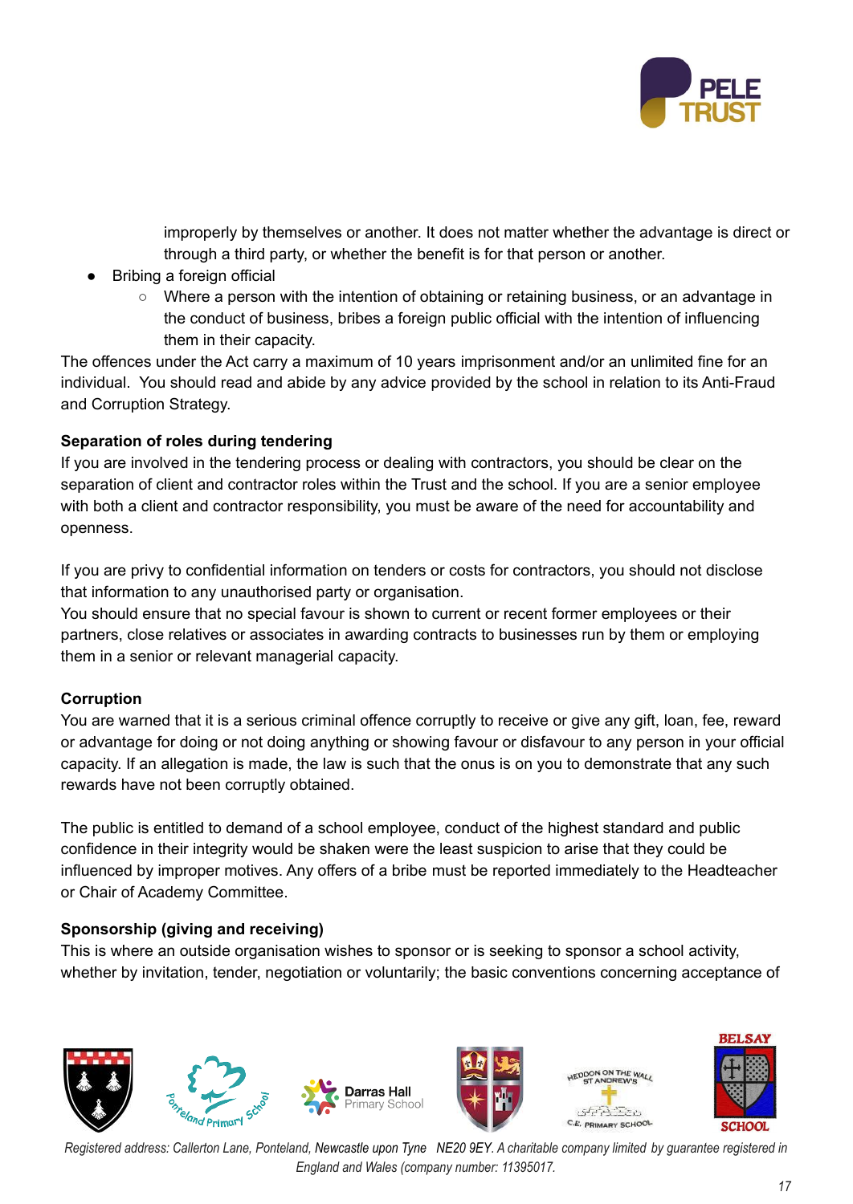improperly by themselves or another. It does not matter whether the advantage is direct or through a third party, or whether the benefit is for that person or another.

- Bribing a foreign official
    - Where a person with the intention of obtaining or retaining business, or an advantage in the conduct of business, bribes a foreign public official with the intention of influencing them in their capacity.

The offences under the Act carry a maximum of 10 years imprisonment and/or an unlimited fine for an individual. You should read and abide by any advice provided by the school in relation to its Anti-Fraud and Corruption Strategy.

**Separation of roles during tendering**

If you are involved in the tendering process or dealing with contractors, you should be clear on the separation of client and contractor roles within the Trust and the school. If you are a senior employee with both a client and contractor responsibility, you must be aware of the need for accountability and openness.

If you are privy to confidential information on tenders or costs for contractors, you should not disclose that information to any unauthorised party or organisation.

You should ensure that no special favour is shown to current or recent former employees or their partners, close relatives or associates in awarding contracts to businesses run by them or employing them in a senior or relevant managerial capacity.

**Corruption**

You are warned that it is a serious criminal offence corruptly to receive or give any gift, loan, fee, reward or advantage for doing or not doing anything or showing favour or disfavour to any person in your official capacity. If an allegation is made, the law is such that the onus is on you to demonstrate that any such rewards have not been corruptly obtained.

The public is entitled to demand of a school employee, conduct of the highest standard and public confidence in their integrity would be shaken were the least suspicion to arise that they could be influenced by improper motives. Any offers of a bribe must be reported immediately to the Headteacher or Chair of Academy Committee.

**Sponsorship (giving and receiving)**

This is where an outside organisation wishes to sponsor or is seeking to sponsor a school activity, whether by invitation, tender, negotiation or voluntarily; the basic conventions concerning acceptance of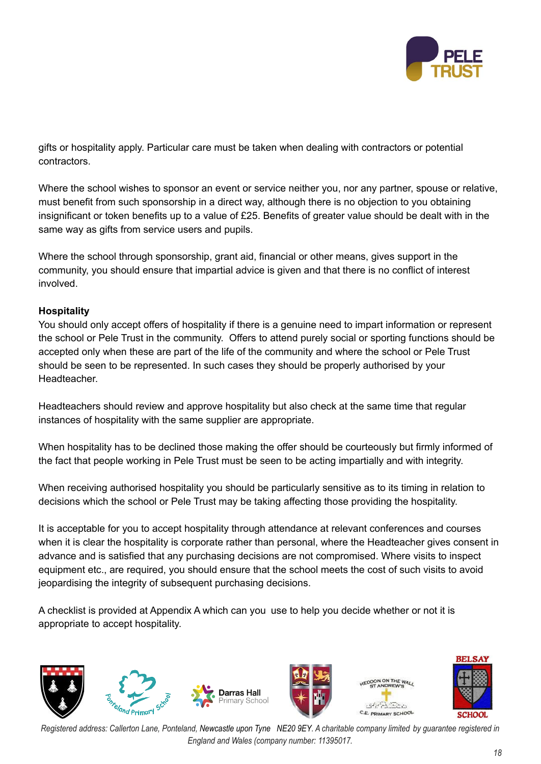gifts or hospitality apply. Particular care must be taken when dealing with contractors or potential contractors.

Where the school wishes to sponsor an event or service neither you, nor any partner, spouse or relative, must benefit from such sponsorship in a direct way, although there is no objection to you obtaining insignificant or token benefits up to a value of £25. Benefits of greater value should be dealt with in the same way as gifts from service users and pupils.

Where the school through sponsorship, grant aid, financial or other means, gives support in the community, you should ensure that impartial advice is given and that there is no conflict of interest involved.

**Hospitality**

You should only accept offers of hospitality if there is a genuine need to impart information or represent the school or Pele Trust in the community. Offers to attend purely social or sporting functions should be accepted only when these are part of the life of the community and where the school or Pele Trust should be seen to be represented. In such cases they should be properly authorised by your Headteacher.

Headteachers should review and approve hospitality but also check at the same time that regular instances of hospitality with the same supplier are appropriate.

When hospitality has to be declined those making the offer should be courteously but firmly informed of the fact that people working in Pele Trust must be seen to be acting impartially and with integrity.

When receiving authorised hospitality you should be particularly sensitive as to its timing in relation to decisions which the school or Pele Trust may be taking affecting those providing the hospitality.

It is acceptable for you to accept hospitality through attendance at relevant conferences and courses when it is clear the hospitality is corporate rather than personal, where the Headteacher gives consent in advance and is satisfied that any purchasing decisions are not compromised. Where visits to inspect equipment etc., are required, you should ensure that the school meets the cost of such visits to avoid jeopardising the integrity of subsequent purchasing decisions.

A checklist is provided at Appendix A which can you use to help you decide whether or not it is appropriate to accept hospitality.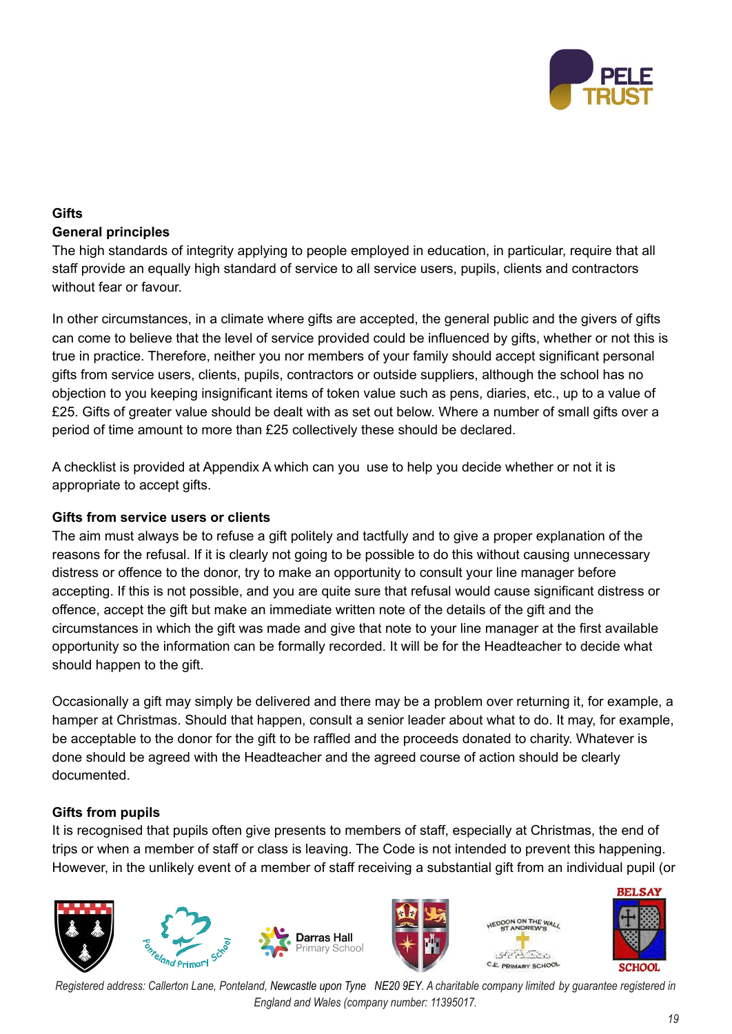**Gifts**

**General principles**

The high standards of integrity applying to people employed in education, in particular, require that all staff provide an equally high standard of service to all service users, pupils, clients and contractors without fear or favour.

In other circumstances, in a climate where gifts are accepted, the general public and the givers of gifts can come to believe that the level of service provided could be influenced by gifts, whether or not this is true in practice. Therefore, neither you nor members of your family should accept significant personal gifts from service users, clients, pupils, contractors or outside suppliers, although the school has no objection to you keeping insignificant items of token value such as pens, diaries, etc., up to a value of £25. Gifts of greater value should be dealt with as set out below. Where a number of small gifts over a period of time amount to more than £25 collectively these should be declared.

A checklist is provided at Appendix A which can you use to help you decide whether or not it is appropriate to accept gifts.

**Gifts from service users or clients**

The aim must always be to refuse a gift politely and tactfully and to give a proper explanation of the reasons for the refusal. If it is clearly not going to be possible to do this without causing unnecessary distress or offence to the donor, try to make an opportunity to consult your line manager before accepting. If this is not possible, and you are quite sure that refusal would cause significant distress or offence, accept the gift but make an immediate written note of the details of the gift and the circumstances in which the gift was made and give that note to your line manager at the first available opportunity so the information can be formally recorded. It will be for the Headteacher to decide what should happen to the gift.

Occasionally a gift may simply be delivered and there may be a problem over returning it, for example, a hamper at Christmas. Should that happen, consult a senior leader about what to do. It may, for example, be acceptable to the donor for the gift to be raffled and the proceeds donated to charity. Whatever is done should be agreed with the Headteacher and the agreed course of action should be clearly documented.

**Gifts from pupils**

It is recognised that pupils often give presents to members of staff, especially at Christmas, the end of trips or when a member of staff or class is leaving. The Code is not intended to prevent this happening. However, in the unlikely event of a member of staff receiving a substantial gift from an individual pupil (or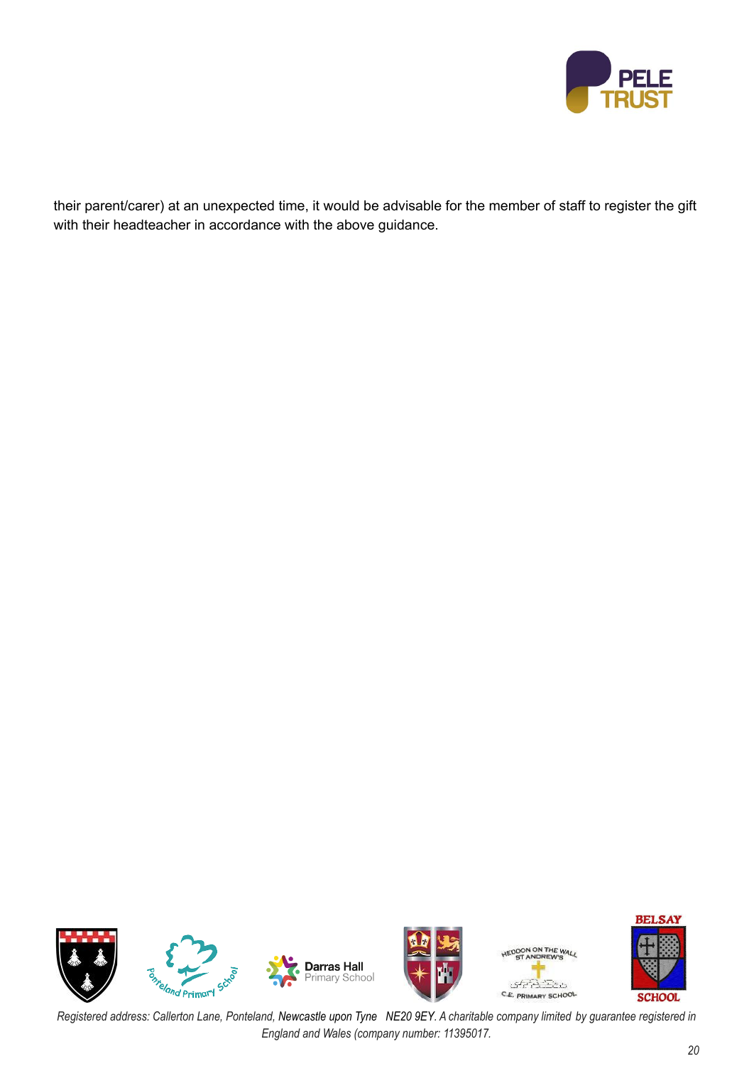their parent/carer) at an unexpected time, it would be advisable for the member of staff to register the gift with their headteacher in accordance with the above guidance.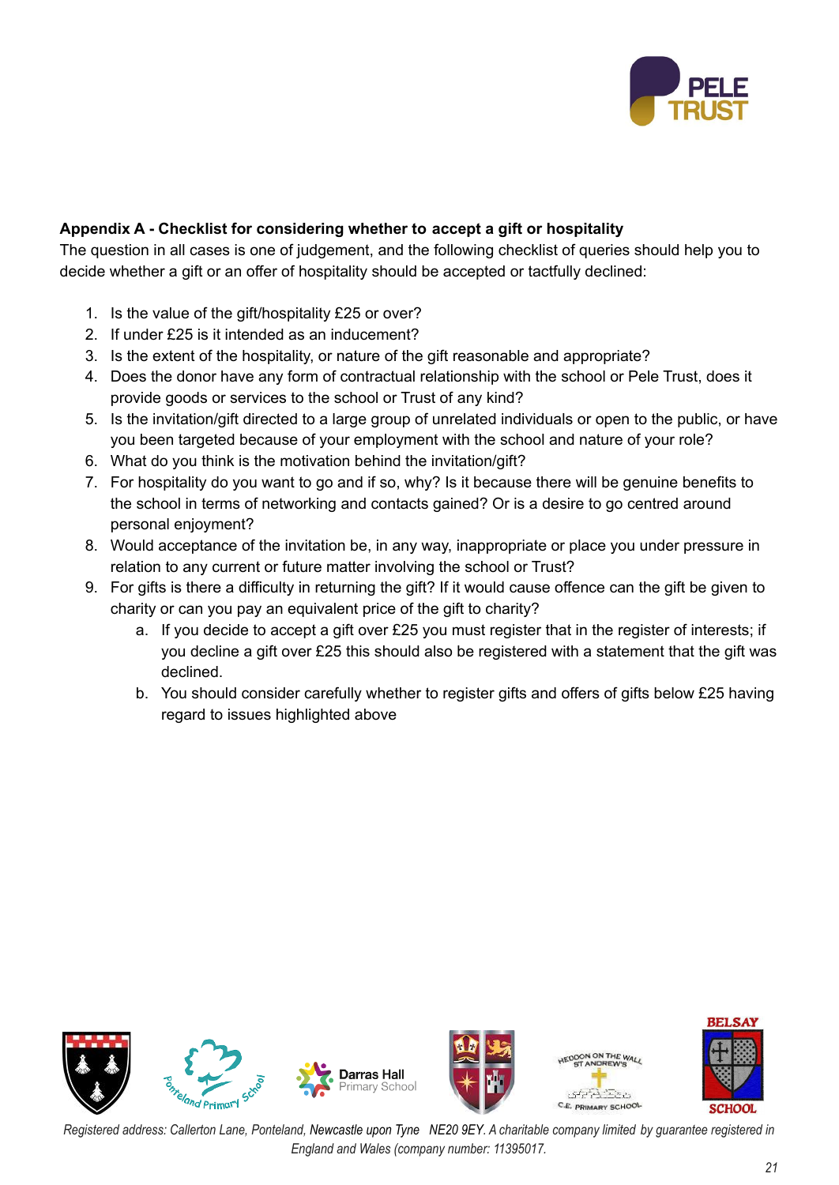**Appendix A - Checklist for considering whether to accept a gift or hospitality**

The question in all cases is one of judgement, and the following checklist of queries should help you to decide whether a gift or an offer of hospitality should be accepted or tactfully declined:

1. Is the value of the gift/hospitality £25 or over?
2. If under £25 is it intended as an inducement?
3. Is the extent of the hospitality, or nature of the gift reasonable and appropriate?
4. Does the donor have any form of contractual relationship with the school or Pele Trust, does it provide goods or services to the school or Trust of any kind?
5. Is the invitation/gift directed to a large group of unrelated individuals or open to the public, or have you been targeted because of your employment with the school and nature of your role?
6. What do you think is the motivation behind the invitation/gift?
7. For hospitality do you want to go and if so, why? Is it because there will be genuine benefits to the school in terms of networking and contacts gained? Or is a desire to go centred around personal enjoyment?
8. Would acceptance of the invitation be, in any way, inappropriate or place you under pressure in relation to any current or future matter involving the school or Trust?
9. For gifts is there a difficulty in returning the gift? If it would cause offence can the gift be given to charity or can you pay an equivalent price of the gift to charity?
    a. If you decide to accept a gift over £25 you must register that in the register of interests; if you decline a gift over £25 this should also be registered with a statement that the gift was declined.
    b. You should consider carefully whether to register gifts and offers of gifts below £25 having regard to issues highlighted above